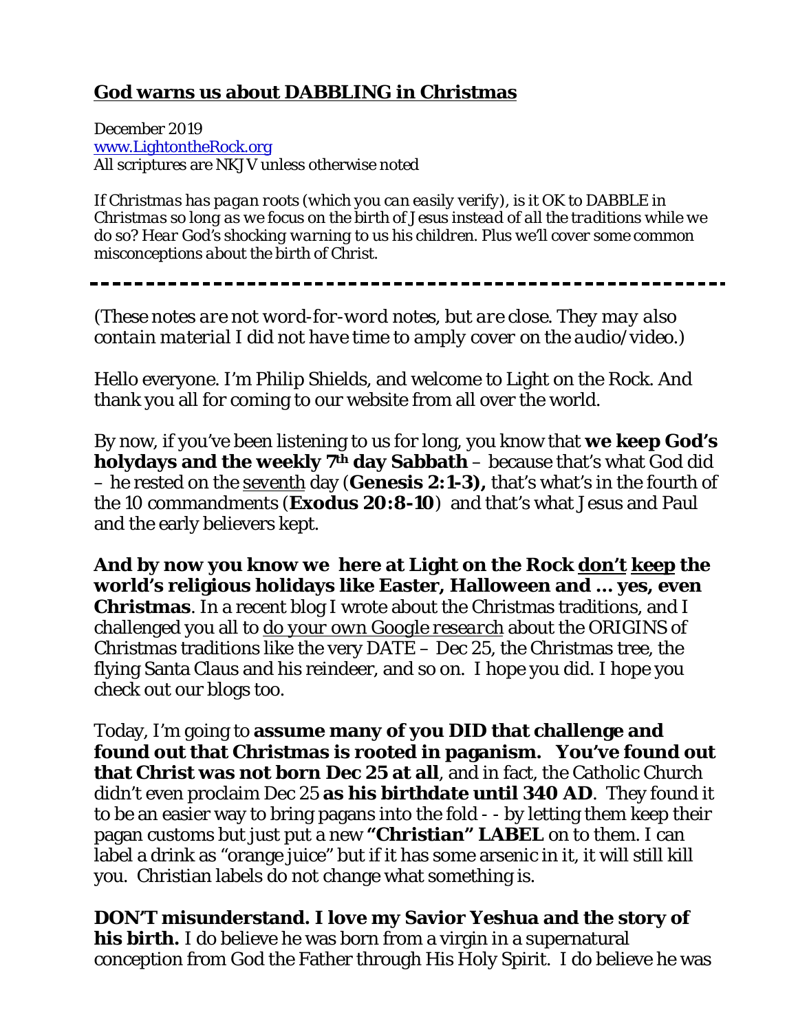## God warns us about DABBLING in Christmas

*December 2019*
*[www.LightontheRock.org](http://www.LightontheRock.org)*
*All scriptures are NKJV unless otherwise noted*

*If Christmas has pagan roots (which you can easily verify), is it OK to DABBLE in Christmas so long as we focus on the birth of Jesus instead of all the traditions while we do so? Hear God's shocking warning to us his children. Plus we'll cover some common misconceptions about the birth of Christ.*

---

*(These notes are not word-for-word notes, but are close. They may also contain material I did not have time to amply cover on the audio/video.)*

Hello everyone. I'm Philip Shields, and welcome to Light on the Rock. And thank you all for coming to our website from all over the world.

By now, if you've been listening to us for long, you know that **we keep God's holydays and the weekly 7th day Sabbath** – because that's what God did – he rested on the seventh day (**Genesis 2:1-3),** that's what's in the fourth of the 10 commandments (**Exodus 20:8-10**) and that's what Jesus and Paul and the early believers kept.

**And by now you know we here at Light on the Rock don't keep the world's religious holidays like Easter, Halloween and … yes, even Christmas**. In a recent blog I wrote about the Christmas traditions, and I challenged you all to *do your own Google research* about the ORIGINS of Christmas traditions like the very DATE – Dec 25, the Christmas tree, the flying Santa Claus and his reindeer, and so on. I hope you did. I hope you check out our blogs too.

Today, I'm going to **assume many of you DID that challenge and found out that Christmas is rooted in paganism. You've found out that Christ was not born Dec 25 at all**, and in fact, the Catholic Church didn't even proclaim Dec 25 **as his birthdate until 340 AD**. They found it to be an easier way to bring pagans into the fold - - by letting them keep their pagan customs but just put a new **"Christian" LABEL** on to them. I can label a drink as "orange juice" but if it has some arsenic in it, it will still kill you. Christian labels do not change what something is.

**DON'T misunderstand. I love my Savior Yeshua and the story of his birth.** I do believe he was born from a virgin in a supernatural conception from God the Father through His Holy Spirit. I do believe he was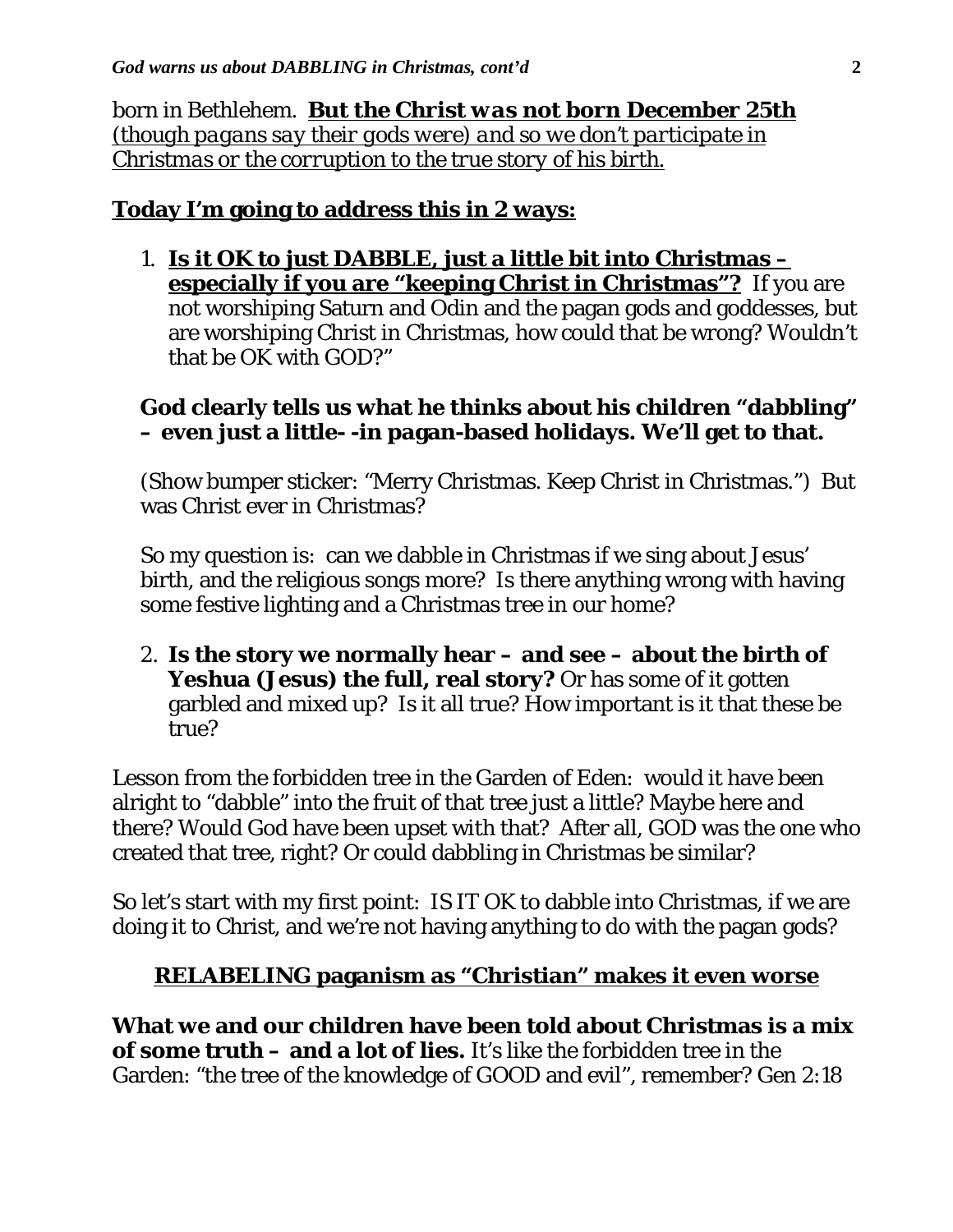born in Bethlehem. **<u>But the Christ *was* not born December 25th</u>** <u>*(though pagans say their gods were) and so we don't participate in Christmas or the corruption to the true story of his birth.*</u>

**<u>Today I'm going to address this in 2 ways:</u>**

1. **<u>Is it OK to just DABBLE, just a little bit into Christmas – especially if you are "keeping Christ in Christmas"?</u>** If you are not worshiping Saturn and Odin and the pagan gods and goddesses, but are worshiping Christ in Christmas, how could that be wrong? Wouldn't that be OK with GOD?"

   **God clearly tells us what he thinks about his children "dabbling" – even just a little- -in pagan-based holidays. We'll get to that.**

   (Show bumper sticker: "Merry Christmas. Keep Christ in Christmas.") But was Christ ever in Christmas?

   So my question is: can we dabble in Christmas if we sing about Jesus' birth, and the religious songs more? Is there anything wrong with having some festive lighting and a Christmas tree in our home?

2. **Is the story we normally hear – and see – about the birth of Yeshua (Jesus) the full, real story?** Or has some of it gotten garbled and mixed up? Is it all true? How important is it that these be true?

Lesson from the forbidden tree in the Garden of Eden: would it have been alright to "dabble" into the fruit of that tree just a little? Maybe here and there? Would God have been upset with that? After all, GOD was the one who created that tree, right? Or could dabbling in Christmas be similar?

So let's start with my first point: IS IT OK to dabble into Christmas, if we are doing it to Christ, and we're not having anything to do with the pagan gods?

## <u>RELABELING paganism as "Christian" makes it even worse</u>

**What we and our children have been told about Christmas is a mix of some truth – and a lot of lies.** It's like the forbidden tree in the Garden: "the tree of the knowledge of GOOD and evil", remember? Gen 2:18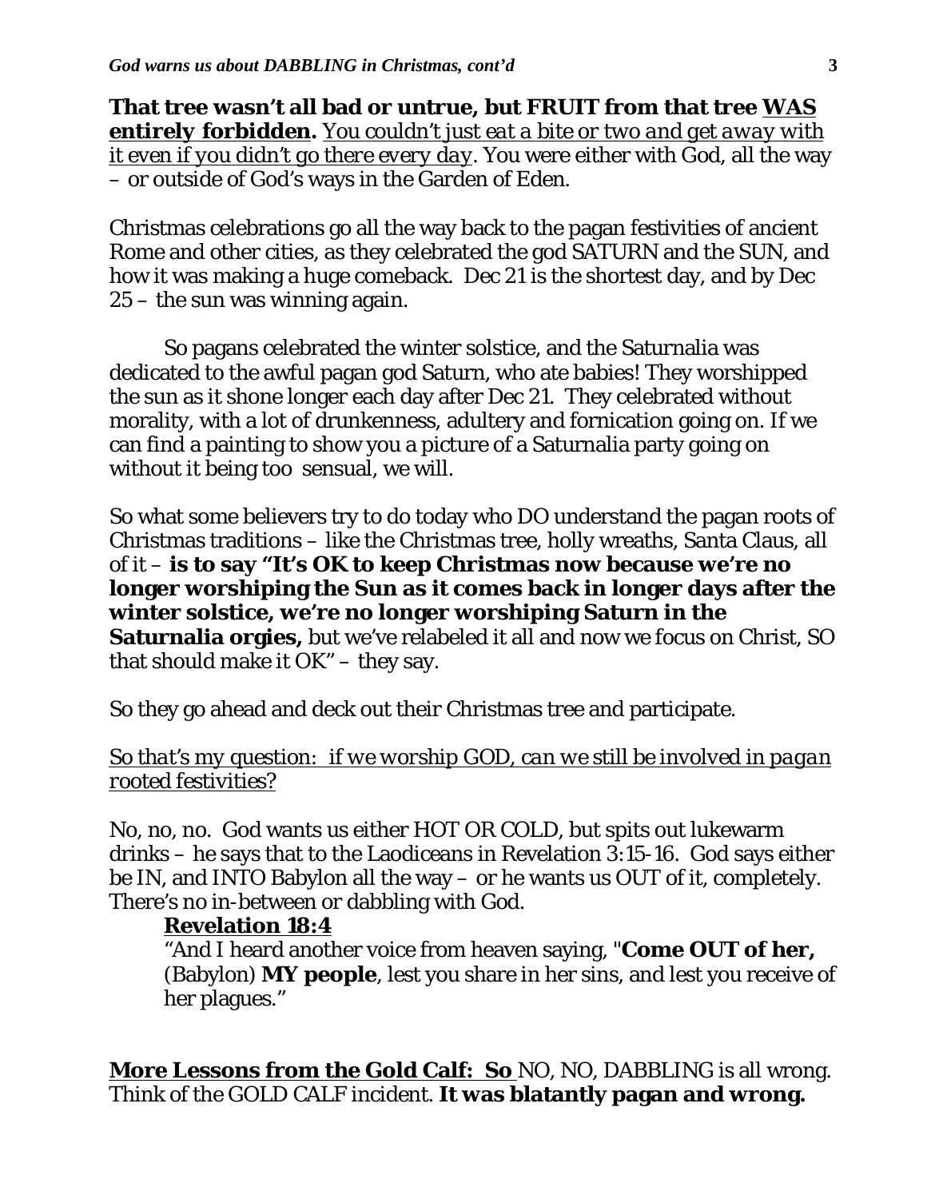**That tree wasn't all bad or untrue, but FRUIT from that tree <u>WAS entirely forbidden.</u>** <u>*You couldn't just eat a bite or two and get away with it even if you didn't go there every day*</u>. You were either with God, all the way – or outside of God's ways in the Garden of Eden.

Christmas celebrations go all the way back to the pagan festivities of ancient Rome and other cities, as they celebrated the god SATURN and the SUN, and how it was making a huge comeback. Dec 21 is the shortest day, and by Dec 25 – the sun was winning again.

So pagans celebrated the winter solstice, and the Saturnalia was dedicated to the awful pagan god Saturn, who ate babies! They worshipped the sun as it shone longer each day after Dec 21. They celebrated without morality, with a lot of drunkenness, adultery and fornication going on. If we can find a painting to show you a picture of a Saturnalia party going on without it being too sensual, we will.

So what some believers try to do today who DO understand the pagan roots of Christmas traditions – like the Christmas tree, holly wreaths, Santa Claus, all of it – **is to say "It's OK to keep Christmas now because we're no longer worshiping the Sun as it comes back in longer days after the winter solstice, we're no longer worshiping Saturn in the Saturnalia orgies,** but we've relabeled it all and now we focus on Christ, SO that should make it OK" – they say.

So they go ahead and deck out their Christmas tree and participate.

<u>*So that's my question: if we worship GOD, can we still be involved in pagan rooted festivities?*</u>

No, no, no. God wants us either HOT OR COLD, but spits out lukewarm drinks – he says that to the Laodiceans in Revelation 3:15-16. God says either be IN, and INTO Babylon all the way – or he wants us OUT of it, completely. There's no in-between or dabbling with God.

> **<u>Revelation 18:4</u>**
>
> "And I heard another voice from heaven saying, "**Come OUT of her,** (Babylon) **MY people**, lest you share in her sins, and lest you receive of her plagues."

**<u>More Lessons from the Gold Calf: So</u>** NO, NO, DABBLING is all wrong. Think of the GOLD CALF incident. **It was blatantly pagan and wrong.**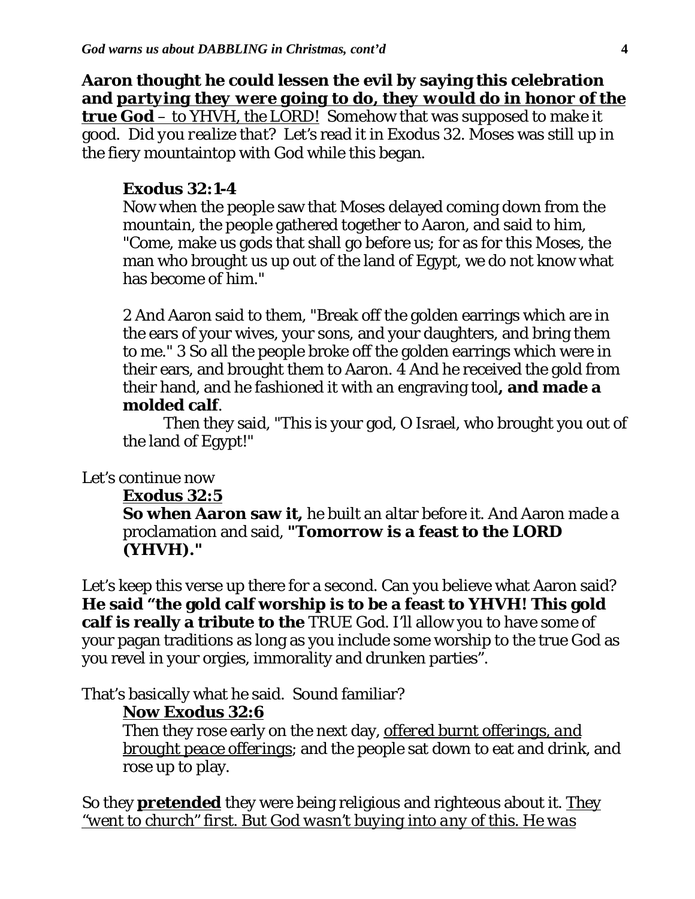**Aaron thought he could lessen the evil by saying this celebration and *partying they were going to do, they would do in honor of the true God* – *to YHVH, the LORD!*** Somehow that was supposed to make it good. *Did you realize that?* Let's read it in Exodus 32. Moses was still up in the fiery mountaintop with God while this began.

> **Exodus 32:1-4**
> Now when the people saw that Moses delayed coming down from the mountain, the people gathered together to Aaron, and said to him, "Come, make us gods that shall go before us; for as for this Moses, the man who brought us up out of the land of Egypt, we do not know what has become of him."
>
> 2 And Aaron said to them, "Break off the golden earrings which are in the ears of your wives, your sons, and your daughters, and bring them to me." 3 So all the people broke off the golden earrings which were in their ears, and brought them to Aaron. 4 And he received the gold from their hand, and he fashioned it with an engraving tool**, and made a molded calf**.
>
> Then they said, "This is your god, O Israel, who brought you out of the land of Egypt!"

Let's continue now

> **Exodus 32:5**
> **So when Aaron saw it,** he built an altar before it. And Aaron made a proclamation and said, **"Tomorrow is a feast to the LORD (YHVH)."**

Let's keep this verse up there for a second. Can you believe what Aaron said? **He said "the gold calf worship is to be a feast to YHVH! This gold calf is really a tribute to the** TRUE God. I'll allow you to have some of your pagan traditions as long as you include some worship to the true God as you revel in your orgies, immorality and drunken parties".

That's basically what he said. Sound familiar?

> **Now Exodus 32:6**
> Then they rose early on the next day, *offered burnt offerings, and brought peace offerings*; and the people sat down to eat and drink, and rose up to play.

So they **pretended** they were being religious and righteous about it. *They "went to church" first. But God wasn't buying into any of this. He was*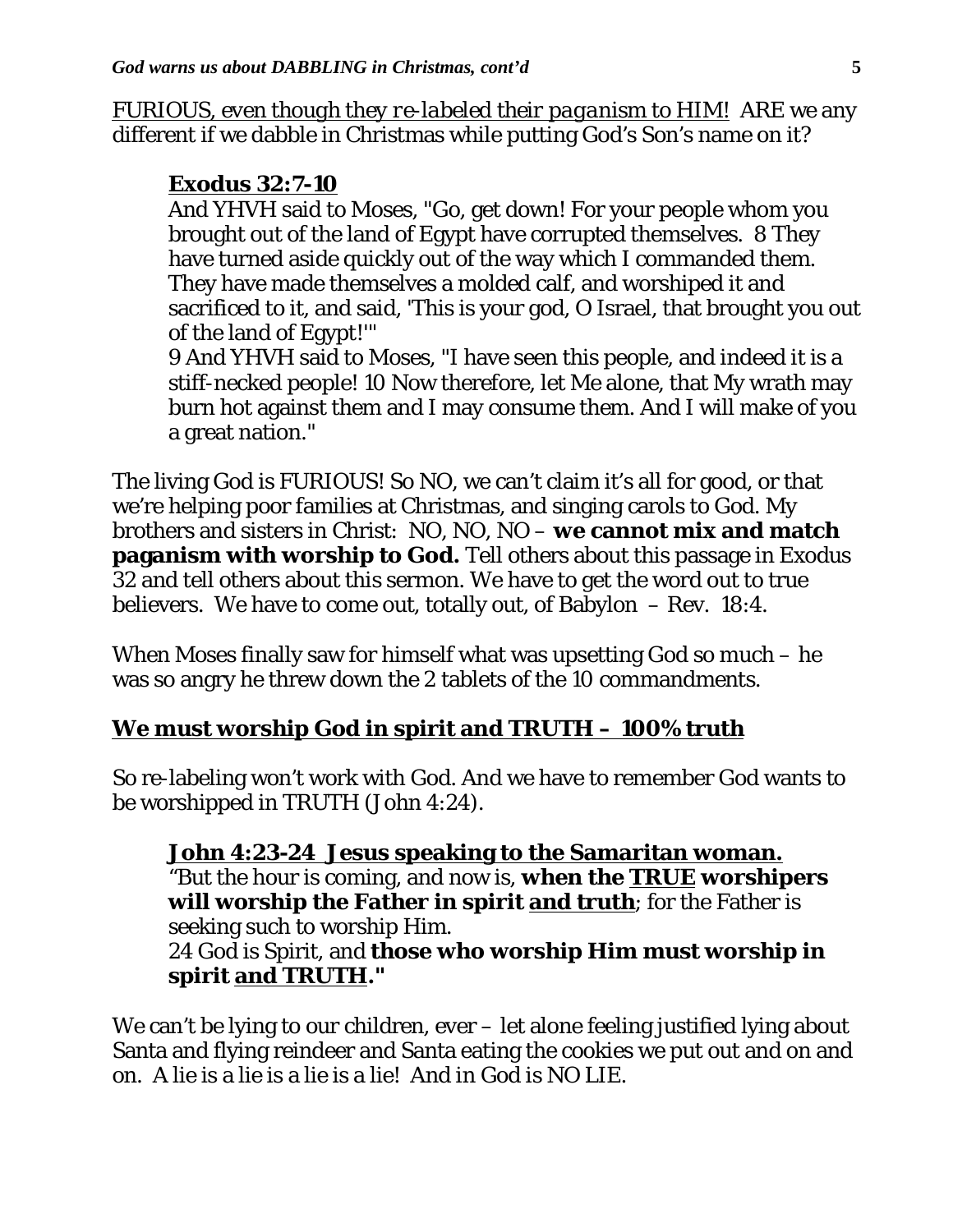<u>*FURIOUS, even though they re-labeled their paganism to HIM!*</u> ARE we any different if we dabble in Christmas while putting God's Son's name on it?

> <u>**Exodus 32:7-10**</u>
> And YHVH said to Moses, "Go, get down! For your people whom you brought out of the land of Egypt have corrupted themselves. 8 They have turned aside quickly out of the way which I commanded them. They have made themselves a molded calf, and worshiped it and sacrificed to it, and said, 'This is your god, O Israel, that brought you out of the land of Egypt!'"
> 9 And YHVH said to Moses, "I have seen this people, and indeed it is a stiff-necked people! 10 Now therefore, let Me alone, that My wrath may burn hot against them and I may consume them. And I will make of you a great nation."

The living God is FURIOUS! So NO, we can't claim it's all for good, or that we're helping poor families at Christmas, and singing carols to God. My brothers and sisters in Christ: NO, NO, NO – **we cannot mix and match paganism with worship to God.** Tell others about this passage in Exodus 32 and tell others about this sermon. We have to get the word out to true believers. We have to come out, totally out, of Babylon – Rev. 18:4.

When Moses finally saw for himself what was upsetting God so much – he was so angry he threw down the 2 tablets of the 10 commandments.

## <u>We must worship God in spirit and TRUTH – 100% truth</u>

So re-labeling won't work with God. And we have to remember God wants to be worshipped in TRUTH (John 4:24).

> <u>**John 4:23-24 Jesus speaking to the Samaritan woman.**</u>
> "But the hour is coming, and now is, **when the <u>TRUE</u> worshipers will worship the Father in spirit <u>and truth</u>**; for the Father is seeking such to worship Him.
> 24 God is Spirit, and **those who worship Him must worship in spirit <u>and TRUTH</u>."**

We can't be lying to our children, ever – let alone feeling justified lying about Santa and flying reindeer and Santa eating the cookies we put out and on and on. A lie is a lie is a lie is a lie! And in God is NO LIE.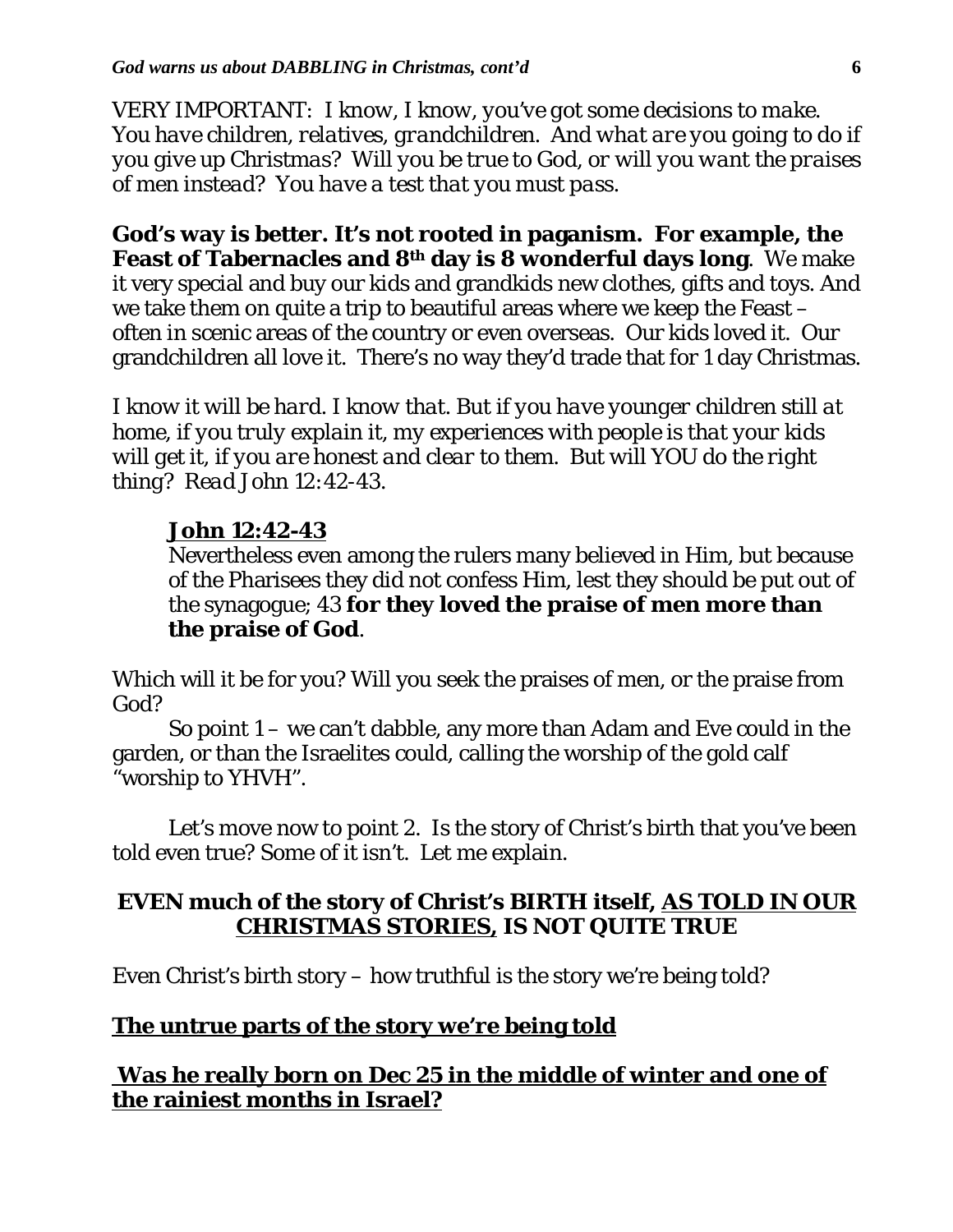VERY IMPORTANT: *I know, I know, you've got some decisions to make. You have children, relatives, grandchildren. And what are you going to do if you give up Christmas? Will you be true to God, or will you want the praises of men instead? You have a test that you must pass.*

**God's way is better. It's not rooted in paganism. For example, the Feast of Tabernacles and 8th day is 8 wonderful days long**. We make it very special and buy our kids and grandkids new clothes, gifts and toys. And we take them on quite a trip to beautiful areas where we keep the Feast – often in scenic areas of the country or even overseas. Our kids loved it. Our grandchildren all love it. There's no way they'd trade that for 1 day Christmas.

*I know it will be hard. I know that. But if you have younger children still at home, if you truly explain it, my experiences with people is that your kids will get it, if you are honest and clear to them. But will YOU do the right thing? Read John 12:42-43.*

> **John 12:42-43**
> Nevertheless even among the rulers many believed in Him, but because of the Pharisees they did not confess Him, lest they should be put out of the synagogue; 43 **for they loved the praise of men more than the praise of God**.

Which will it be for you? Will you seek the praises of men, or the praise from God?

So point 1 – we can't dabble, any more than Adam and Eve could in the garden, or than the Israelites could, calling the worship of the gold calf "worship to YHVH".

Let's move now to point 2. Is the story of Christ's birth that you've been told even true? Some of it isn't. Let me explain.

## EVEN much of the story of Christ's BIRTH itself, AS TOLD IN OUR CHRISTMAS STORIES, IS NOT QUITE TRUE

Even Christ's birth story – how truthful is the story we're being told?

### The untrue parts of the story we're being told

### Was he really born on Dec 25 in the middle of winter and one of the rainiest months in Israel?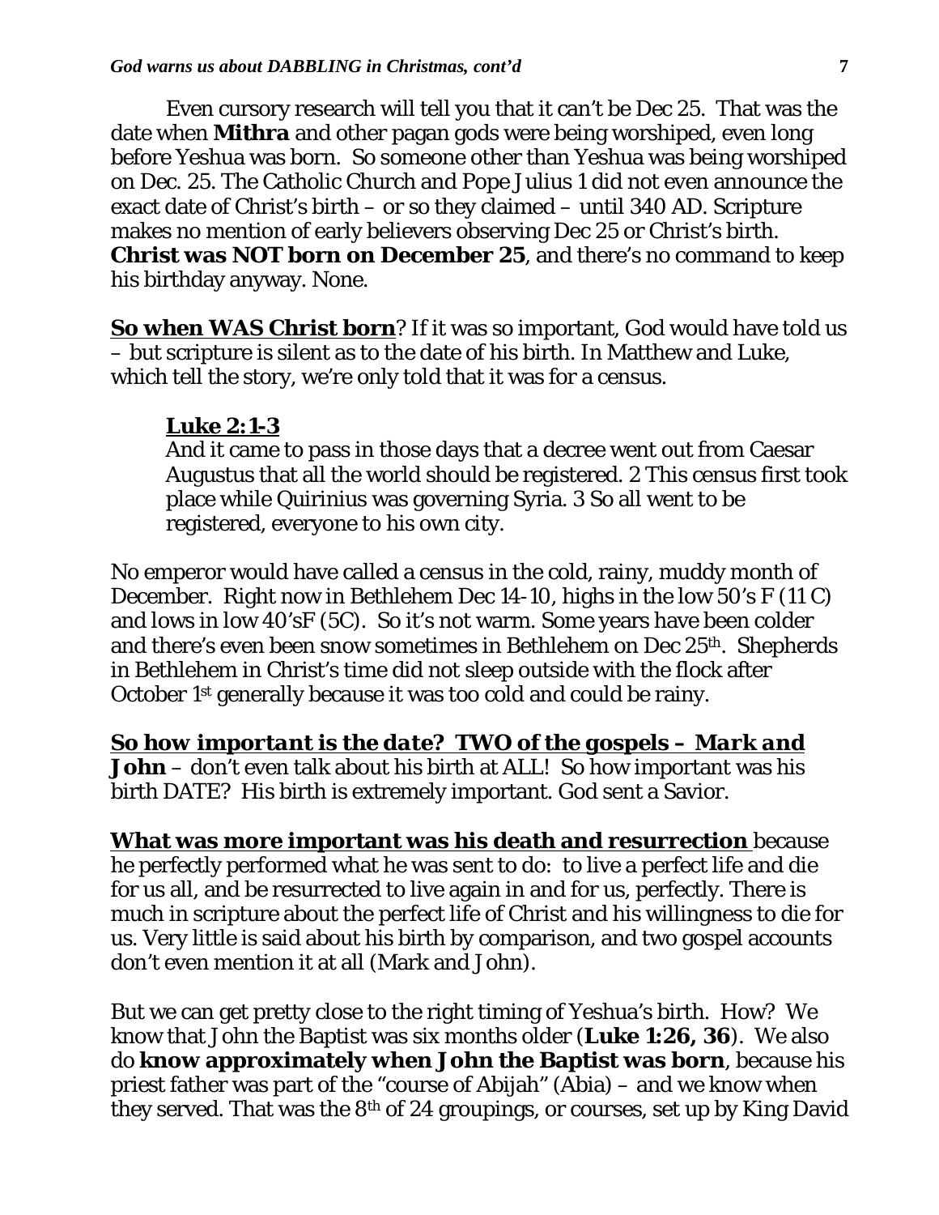Even cursory research will tell you that it can't be Dec 25. That was the date when **Mithra** and other pagan gods were being worshiped, even long before Yeshua was born. So someone other than Yeshua was being worshiped on Dec. 25. The Catholic Church and Pope Julius 1 did not even announce the exact date of Christ's birth – or so they claimed – until 340 AD. Scripture makes no mention of early believers observing Dec 25 or Christ's birth. **Christ was NOT born on December 25**, and there's no command to keep his birthday anyway. None.

**<u>So when WAS Christ born</u>**? If it was so important, God would have told us – but scripture is silent as to the date of his birth. In Matthew and Luke, which tell the story, we're only told that it was for a census.

> **<u>Luke 2:1-3</u>**
> And it came to pass in those days that a decree went out from Caesar Augustus that all the world should be registered. 2 This census first took place while Quirinius was governing Syria. 3 So all went to be registered, everyone to his own city.

No emperor would have called a census in the cold, rainy, muddy month of December. Right now in Bethlehem Dec 14-10, highs in the low 50's F (11 C) and lows in low 40'sF (5C). So it's not warm. Some years have been colder and there's even been snow sometimes in Bethlehem on Dec 25th. Shepherds in Bethlehem in Christ's time did not sleep outside with the flock after October 1st generally because it was too cold and could be rainy.

***<u>So how important is the date? TWO of the gospels – Mark and John</u>*** – don't even talk about his birth at ALL! So how important was his birth DATE? His birth is extremely important. God sent a Savior.

**<u>What was more important was his death and resurrection</u>** because he perfectly performed what he was sent to do: to live a perfect life and die for us all, and be resurrected to live again in and for us, perfectly. There is much in scripture about the perfect life of Christ and his willingness to die for us. Very little is said about his birth by comparison, and two gospel accounts don't even mention it at all (Mark and John).

But we can get pretty close to the right timing of Yeshua's birth. How? We know that John the Baptist was six months older (**Luke 1:26, 36**). We also do **know approximately when John the Baptist was born**, because his priest father was part of the "course of Abijah" (Abia) – and we know when they served. That was the 8th of 24 groupings, or courses, set up by King David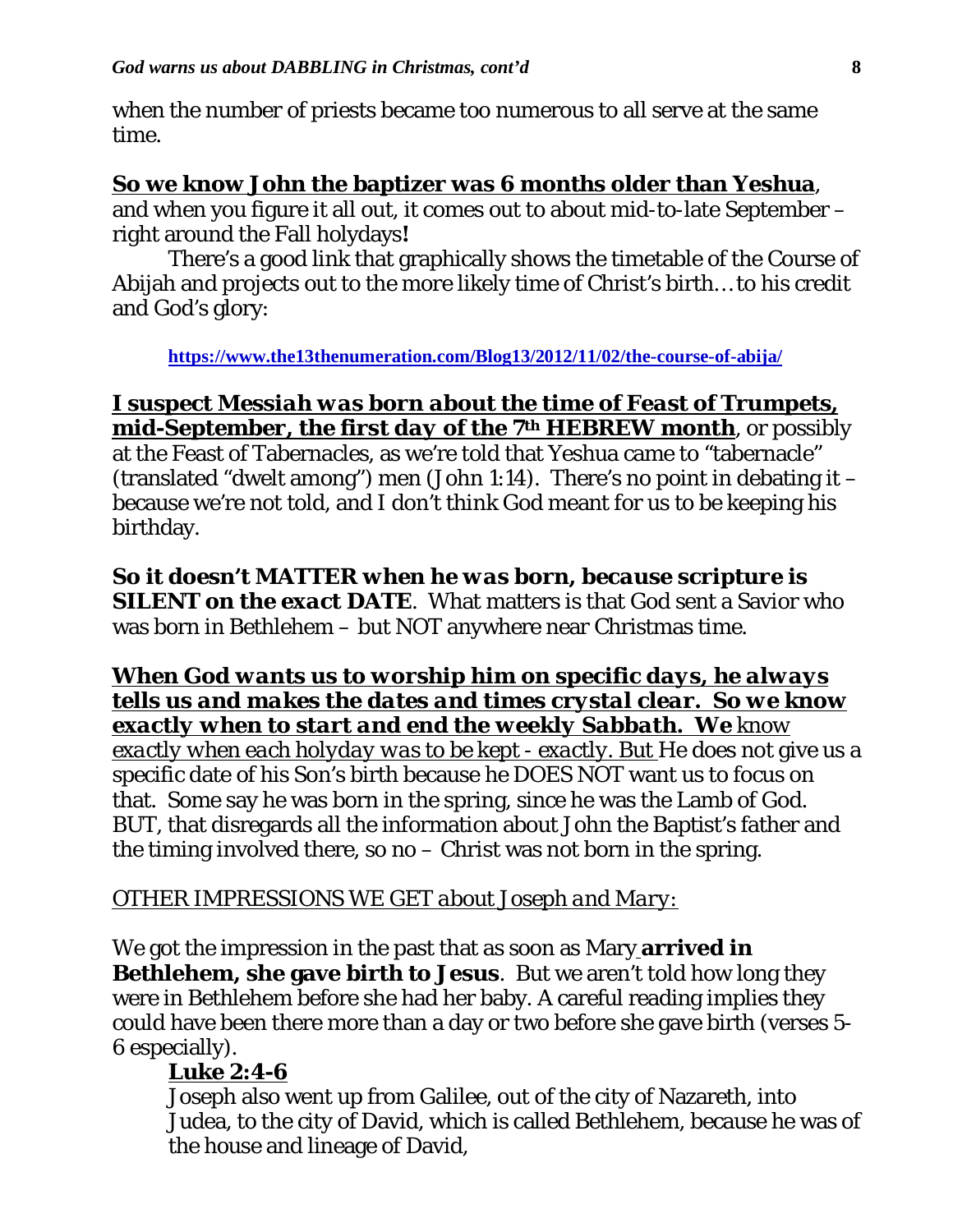when the number of priests became too numerous to all serve at the same time.

**<u>So we know John the baptizer was 6 months older than Yeshua</u>**, and when you figure it all out, it comes out to about mid-to-late September – right around the Fall holydays**!**

There's a good link that graphically shows the timetable of the Course of Abijah and projects out to the more likely time of Christ's birth… to his credit and God's glory:

**https://www.the13thenumeration.com/Blog13/2012/11/02/the-course-of-abija/**

***<u>I suspect Messiah was born about the time of Feast of Trumpets, mid-September, the first day of the 7th HEBREW month</u>***, or possibly at the Feast of Tabernacles, as we're told that Yeshua came to "tabernacle" (translated "dwelt among") men (John 1:14). There's no point in debating it – because we're not told, and I don't think God meant for us to be keeping his birthday.

***So it doesn't MATTER when he was born, because scripture is SILENT on the exact DATE***. What matters is that God sent a Savior who was born in Bethlehem – but NOT anywhere near Christmas time.

***<u>When God wants us to worship him on specific days, he always tells us and makes the dates and times crystal clear. So we know exactly when to start and end the weekly Sabbath. We</u>*** <u>know *exactly when each holyday was to be kept - exactly. But* He does not give us a specific date of his Son's birth because he DOES NOT want us to focus on that.</u> Some say he was born in the spring, since he was the Lamb of God. BUT, that disregards all the information about John the Baptist's father and the timing involved there, so no – Christ was not born in the spring.

<u>*OTHER IMPRESSIONS WE GET about Joseph and Mary:*</u>

We got the impression in the past that as soon as Mary **arrived in Bethlehem, she gave birth to Jesus**. But we aren't told how long they were in Bethlehem before she had her baby. A careful reading implies they could have been there more than a day or two before she gave birth (verses 5-6 especially).

**<u>Luke 2:4-6</u>**

Joseph also went up from Galilee, out of the city of Nazareth, into Judea, to the city of David, which is called Bethlehem, because he was of the house and lineage of David,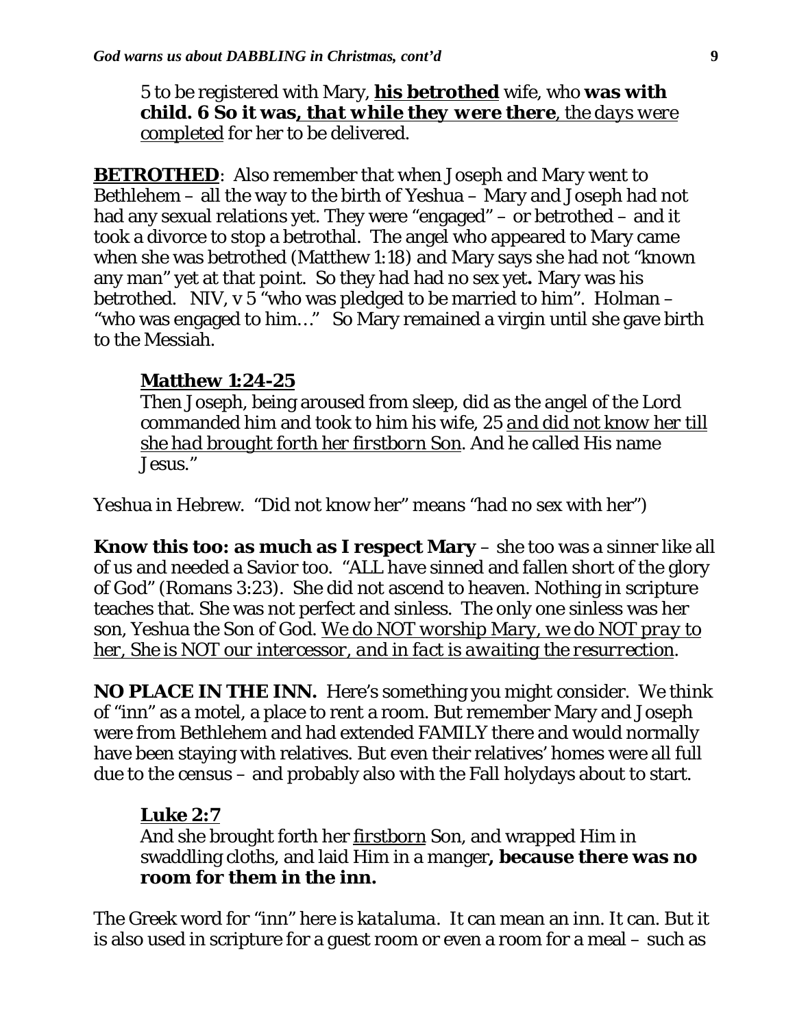5 to be registered with Mary, **<u>his betrothed</u>** wife, who **was with child. 6 So it was<u>, that while they were there</u>**, <u>*the days were* completed</u> for her to be delivered.

**<u>BETROTHED</u>**: Also remember that when Joseph and Mary went to Bethlehem – all the way to the birth of Yeshua – Mary and Joseph had not had any sexual relations yet. They were "engaged" – or betrothed – and it took a divorce to stop a betrothal. The angel who appeared to Mary came when she was betrothed (Matthew 1:18) and Mary says she had not "known any man" yet at that point. So they had had no sex yet**.** Mary was his betrothed. NIV, v 5 "who was pledged to be married to him". Holman – "who was engaged to him…" So Mary remained a virgin until she gave birth to the Messiah.

**<u>Matthew 1:24-25</u>**
Then Joseph, being aroused from sleep, did as the angel of the Lord commanded him and took to him his wife, 25 <u>*and did not know her till she had brought forth her firstborn Son*</u>. And he called His name Jesus."

Yeshua in Hebrew. "Did not know her" means "had no sex with her")

**Know this too: as much as I respect Mary** – she too was a sinner like all of us and needed a Savior too. "ALL have sinned and fallen short of the glory of God" (Romans 3:23). She did not ascend to heaven. Nothing in scripture teaches that. She was not perfect and sinless. The only one sinless was her son, Yeshua the Son of God. <u>*We do NOT worship Mary, we do NOT pray to her, She is NOT our intercessor, and in fact is awaiting the resurrection*</u>.

**NO PLACE IN THE INN.** Here's something you might consider. We think of "inn" as a motel, a place to rent a room. But remember Mary and Joseph were from Bethlehem and had extended FAMILY there and would normally have been staying with relatives. But even their relatives' homes were all full due to the census – and probably also with the Fall holydays about to start.

**<u>Luke 2:7</u>**
And she brought forth her <u>firstborn</u> Son, and wrapped Him in swaddling cloths, and laid Him in a manger**, because there was no room for them in the inn.**

The Greek word for "inn" here is *kataluma*. It can mean an inn. It can. But it is also used in scripture for a guest room or even a room for a meal – such as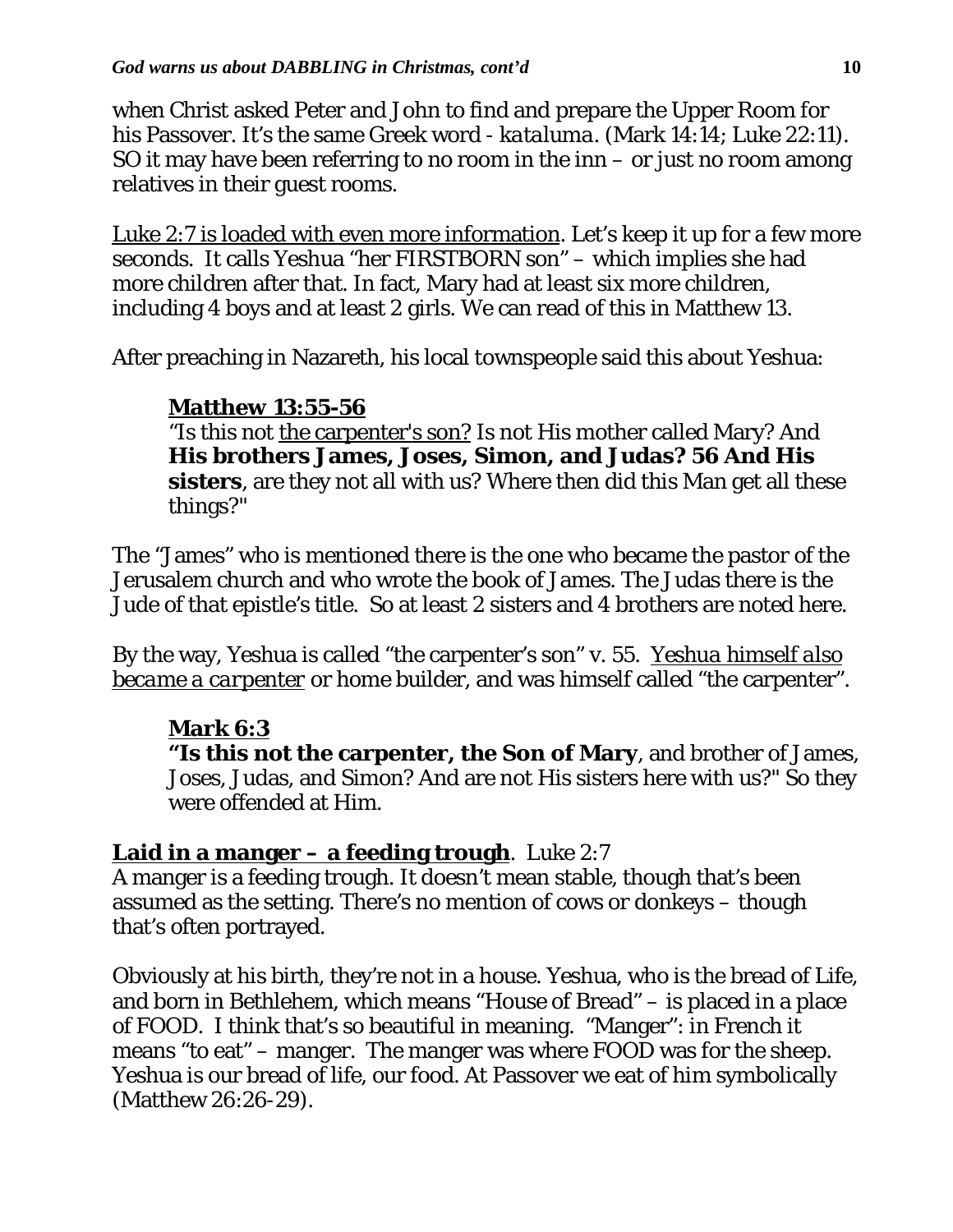when Christ asked Peter and John to find and prepare the Upper Room for his Passover. It's the same Greek word - *kataluma*. (Mark 14:14; Luke 22:11). SO it may have been referring to no room in the inn – or just no room among relatives in their guest rooms.

<u>Luke 2:7 is loaded with even more information</u>. Let's keep it up for a few more seconds. It calls Yeshua "her FIRSTBORN son" – which implies she had more children after that. In fact, Mary had at least six more children, including 4 boys and at least 2 girls. We can read of this in Matthew 13.

After preaching in Nazareth, his local townspeople said this about Yeshua:

> **<u>Matthew 13:55-56</u>**
> "Is this not <u>the carpenter's son?</u> Is not His mother called Mary? And **His brothers James, Joses, Simon, and Judas? 56 And His sisters**, are they not all with us? Where then did this Man get all these things?"

The "James" who is mentioned there is the one who became the pastor of the Jerusalem church and who wrote the book of James. The Judas there is the Jude of that epistle's title. So at least 2 sisters and 4 brothers are noted here.

By the way, Yeshua is called "the carpenter's son" v. 55. <u>*Yeshua himself also became a carpenter*</u> or home builder, and was himself called "the carpenter".

> **<u>Mark 6:3</u>**
> **"Is this not the carpenter, the Son of Mary**, and brother of James, Joses, Judas, and Simon? And are not His sisters here with us?" So they were offended at Him.

**<u>Laid in a manger – a feeding trough</u>**. Luke 2:7
A manger is a feeding trough. It doesn't mean stable, though that's been assumed as the setting. There's no mention of cows or donkeys – though that's often portrayed.

Obviously at his birth, they're not in a house. Yeshua, who is the bread of Life, and born in Bethlehem, which means "House of Bread" – is placed in a place of FOOD. I think that's so beautiful in meaning. "Manger": in French it means "to eat" – manger. The manger was where FOOD was for the sheep. Yeshua is our bread of life, our food. At Passover we eat of him symbolically (Matthew 26:26-29).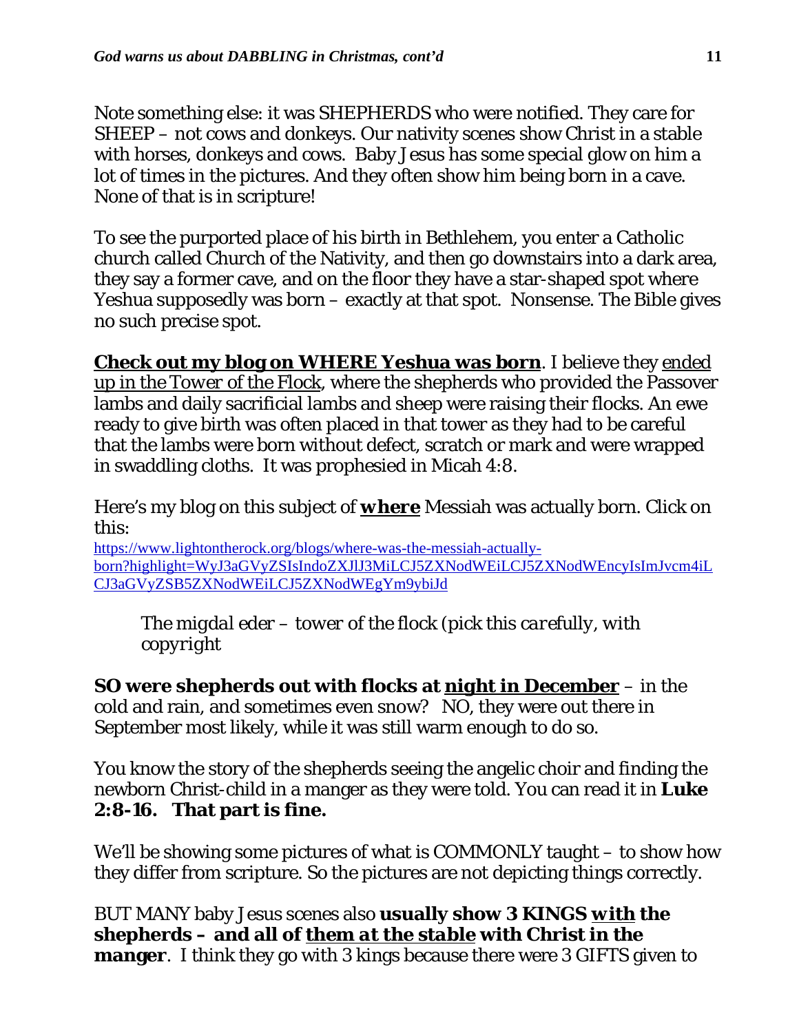Note something else: it was SHEPHERDS who were notified. They care for SHEEP – not cows and donkeys. Our nativity scenes show Christ in a stable with horses, donkeys and cows. Baby Jesus has some special glow on him a lot of times in the pictures. And they often show him being born in a cave. None of that is in scripture!

To see the purported place of his birth in Bethlehem, you enter a Catholic church called Church of the Nativity, and then go downstairs into a dark area, they say a former cave, and on the floor they have a star-shaped spot where Yeshua supposedly was born – exactly at that spot. Nonsense. The Bible gives no such precise spot.

**Check out my blog on WHERE Yeshua was born**. I believe they ended up in the Tower of the Flock, where the shepherds who provided the Passover lambs and daily sacrificial lambs and sheep were raising their flocks. An ewe ready to give birth was often placed in that tower as they had to be careful that the lambs were born without defect, scratch or mark and were wrapped in swaddling cloths. It was prophesied in Micah 4:8.

Here's my blog on this subject of ***where*** Messiah was actually born. Click on this:
https://www.lightontherock.org/blogs/where-was-the-messiah-actually-born?highlight=WyJ3aGVyZSIsIndoZXJlJ3MiLCJ5ZXNodWEiLCJ5ZXNodWEncyIsImJvcm4iLCJ3aGVyZSB5ZXNodWEiLCJ5ZXNodWEgYm9ybiJd

> *The migdal eder – tower of the flock (pick this carefully, with copyright*

**SO were shepherds out with flocks at night in December** – in the cold and rain, and sometimes even snow? NO, they were out there in September most likely, while it was still warm enough to do so.

You know the story of the shepherds seeing the angelic choir and finding the newborn Christ-child in a manger as they were told. You can read it in **Luke 2:8-16. That part is fine.**

We'll be showing some pictures of what is COMMONLY taught – to show how they differ from scripture. So the pictures are not depicting things correctly.

BUT MANY baby Jesus scenes also **usually show 3 KINGS *with* the shepherds – and all of *them at the stable* with Christ in the manger**. I think they go with 3 kings because there were 3 GIFTS given to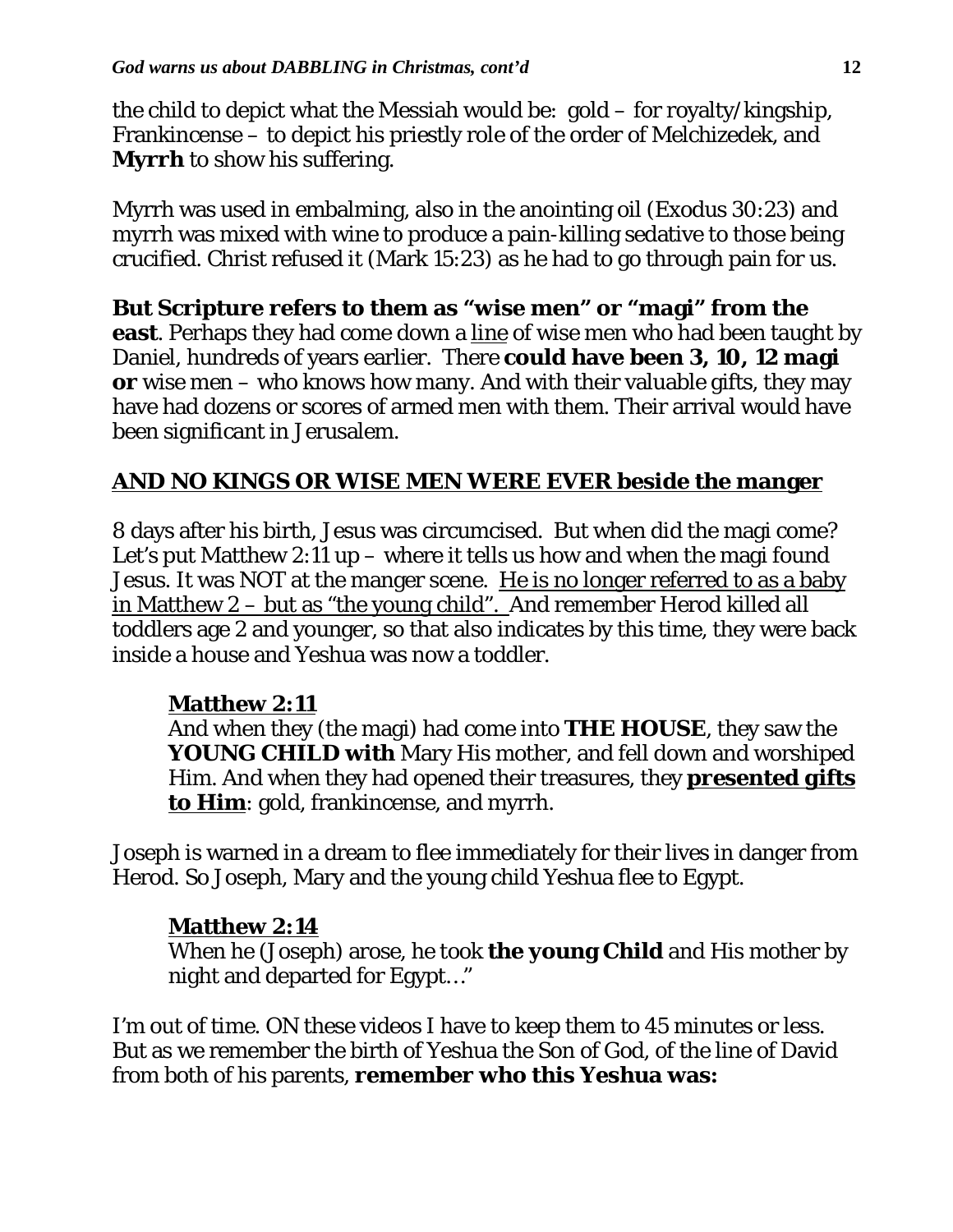the child to depict what the Messiah would be: gold – for royalty/kingship, Frankincense – to depict his priestly role of the order of Melchizedek, and **Myrrh** to show his suffering.

Myrrh was used in embalming, also in the anointing oil (Exodus 30:23) and myrrh was mixed with wine to produce a pain-killing sedative to those being crucified. Christ refused it (Mark 15:23) as he had to go through pain for us.

**But Scripture refers to them as "wise men" or "magi" from the east**. Perhaps they had come down a <u>line</u> of wise men who had been taught by Daniel, hundreds of years earlier. There **could have been 3, 10, 12 magi or** wise men – who knows how many. And with their valuable gifts, they may have had dozens or scores of armed men with them. Their arrival would have been significant in Jerusalem.

<u>**AND NO KINGS OR WISE MEN WERE EVER beside the manger**</u>

8 days after his birth, Jesus was circumcised. But when did the magi come? Let's put Matthew 2:11 up – where it tells us how and when the magi found Jesus. It was NOT at the manger scene. <u>He is no longer referred to as a baby in Matthew 2 – but as "the young child".</u> And remember Herod killed all toddlers age 2 and younger, so that also indicates by this time, they were back inside a house and Yeshua was now a toddler.

> <u>**Matthew 2:11**</u>
> And when they (the magi) had come into **THE HOUSE**, they saw the **YOUNG CHILD with** Mary His mother, and fell down and worshiped Him. And when they had opened their treasures, they <u>**presented gifts to Him**</u>: gold, frankincense, and myrrh.

Joseph is warned in a dream to flee immediately for their lives in danger from Herod. So Joseph, Mary and the young child Yeshua flee to Egypt.

> <u>**Matthew 2:14**</u>
> When he (Joseph) arose, he took **the young Child** and His mother by night and departed for Egypt…"

I'm out of time. ON these videos I have to keep them to 45 minutes or less. But as we remember the birth of Yeshua the Son of God, of the line of David from both of his parents, **remember who this Yeshua was:**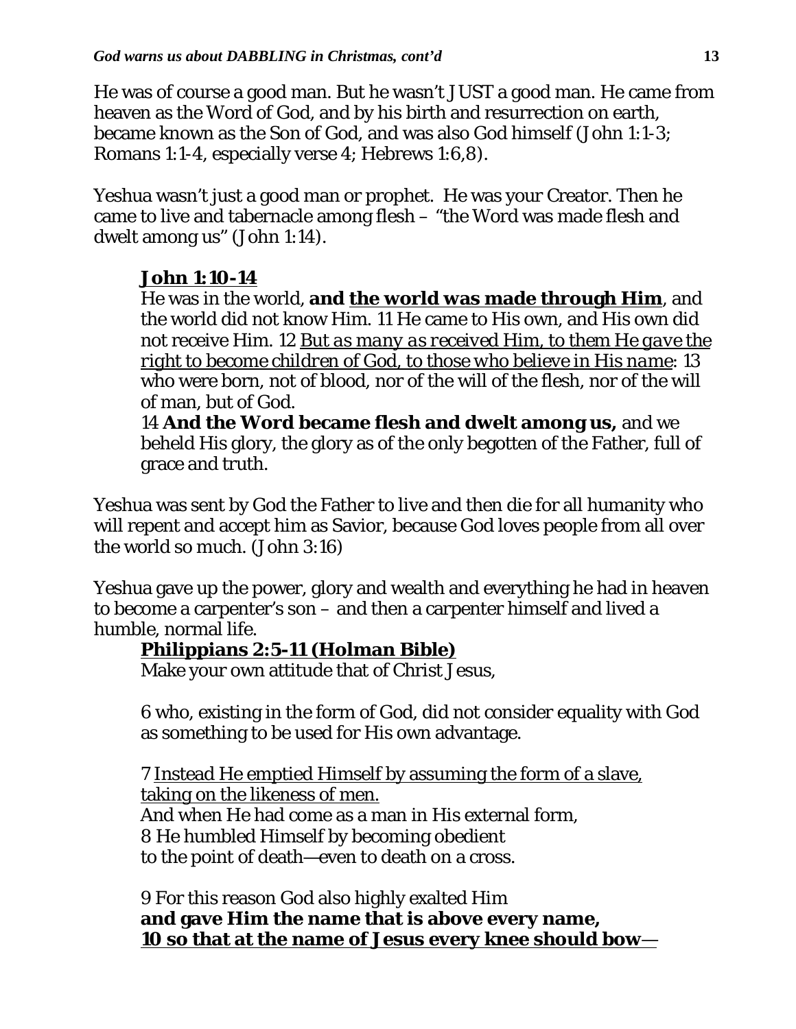He was of course a good man. But he wasn't JUST a good man. He came from heaven as the Word of God, and by his birth and resurrection on earth, became known as the Son of God, and was also God himself (John 1:1-3; Romans 1:1-4, especially verse 4; Hebrews 1:6,8).

Yeshua wasn't just a good man or prophet. He was your Creator. Then he came to live and tabernacle among flesh – "the Word was made flesh and dwelt among us" (John 1:14).

> **John 1:10-14**
> He was in the world, **and the world was made through Him**, and the world did not know Him. 11 He came to His own, and His own did not receive Him. 12 *But as many as received Him, to them He gave the right to become children of God, to those who believe in His name*: 13 who were born, not of blood, nor of the will of the flesh, nor of the will of man, but of God.
> 14 **And the Word became flesh and dwelt among us,** and we beheld His glory, the glory as of the only begotten of the Father, full of grace and truth.

Yeshua was sent by God the Father to live and then die for all humanity who will repent and accept him as Savior, because God loves people from all over the world so much. (John 3:16)

Yeshua gave up the power, glory and wealth and everything he had in heaven to become a carpenter's son – and then a carpenter himself and lived a humble, normal life.

> **Philippians 2:5-11 (Holman Bible)**
> Make your own attitude that of Christ Jesus,
>
> 6 who, existing in the form of God, did not consider equality with God as something to be used for His own advantage.
>
> 7 Instead He emptied Himself by assuming the form of a slave, taking on the likeness of men.
> And when He had come as a man in His external form,
> 8 He humbled Himself by becoming obedient
> to the point of death—even to death on a cross.
>
> 9 For this reason God also highly exalted Him
> **and gave Him the name that is above every name,**
> **10 so that at the name of Jesus every knee should bow**—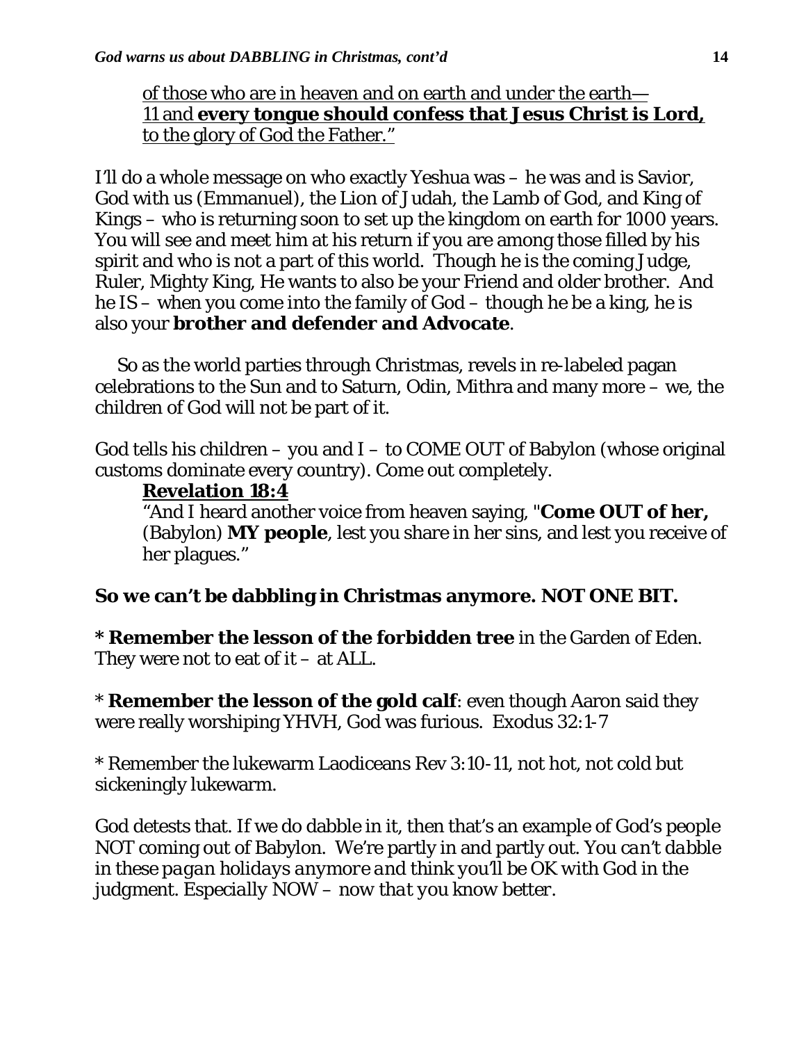of those who are in heaven and on earth and under the earth—
11 and **every tongue should confess that Jesus Christ is Lord,** to the glory of God the Father."

I'll do a whole message on who exactly Yeshua was – he was and is Savior, God with us (Emmanuel), the Lion of Judah, the Lamb of God, and King of Kings – who is returning soon to set up the kingdom on earth for 1000 years. You will see and meet him at his return if you are among those filled by his spirit and who is not a part of this world. Though he is the coming Judge, Ruler, Mighty King, He wants to also be your Friend and older brother. And he IS – when you come into the family of God – though he be a king, he is also your **brother and defender and Advocate**.

So as the world parties through Christmas, revels in re-labeled pagan celebrations to the Sun and to Saturn, Odin, Mithra and many more – we, the children of God will not be part of it.

God tells his children – you and I – to COME OUT of Babylon (whose original customs dominate every country). Come out completely.

**Revelation 18:4**
"And I heard another voice from heaven saying, "**Come OUT of her,** (Babylon) **MY people**, lest you share in her sins, and lest you receive of her plagues."

**So we can't be dabbling in Christmas anymore. NOT ONE BIT.**

**\* Remember the lesson of the forbidden tree** in the Garden of Eden. They were not to eat of it – at ALL.

\* **Remember the lesson of the gold calf**: even though Aaron said they were really worshiping YHVH, God was furious. Exodus 32:1-7

\* Remember the lukewarm Laodiceans Rev 3:10-11, not hot, not cold but sickeningly lukewarm.

God detests that. If we do dabble in it, then that's an example of God's people NOT coming out of Babylon. We're partly in and partly out. *You can't dabble in these pagan holidays anymore and think you'll be OK with God in the judgment. Especially NOW – now that you know better.*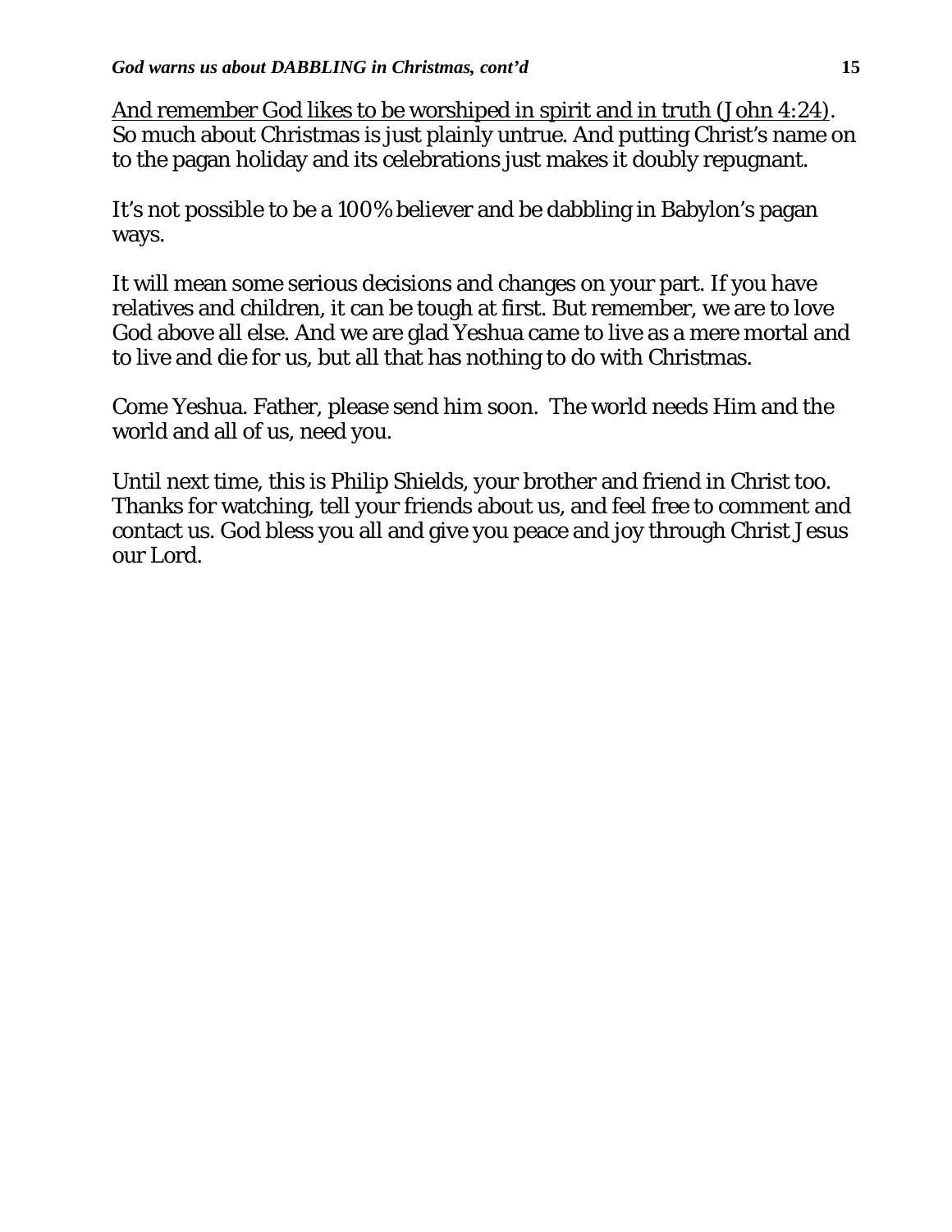And remember God likes to be worshiped in spirit and in truth (John 4:24). So much about Christmas is just plainly untrue. And putting Christ's name on to the pagan holiday and its celebrations just makes it doubly repugnant.

It's not possible to be a 100% believer and be dabbling in Babylon's pagan ways.

It will mean some serious decisions and changes on your part. If you have relatives and children, it can be tough at first. But remember, we are to love God above all else. And we are glad Yeshua came to live as a mere mortal and to live and die for us, but all that has nothing to do with Christmas.

Come Yeshua. Father, please send him soon. The world needs Him and the world and all of us, need you.

Until next time, this is Philip Shields, your brother and friend in Christ too. Thanks for watching, tell your friends about us, and feel free to comment and contact us. God bless you all and give you peace and joy through Christ Jesus our Lord.